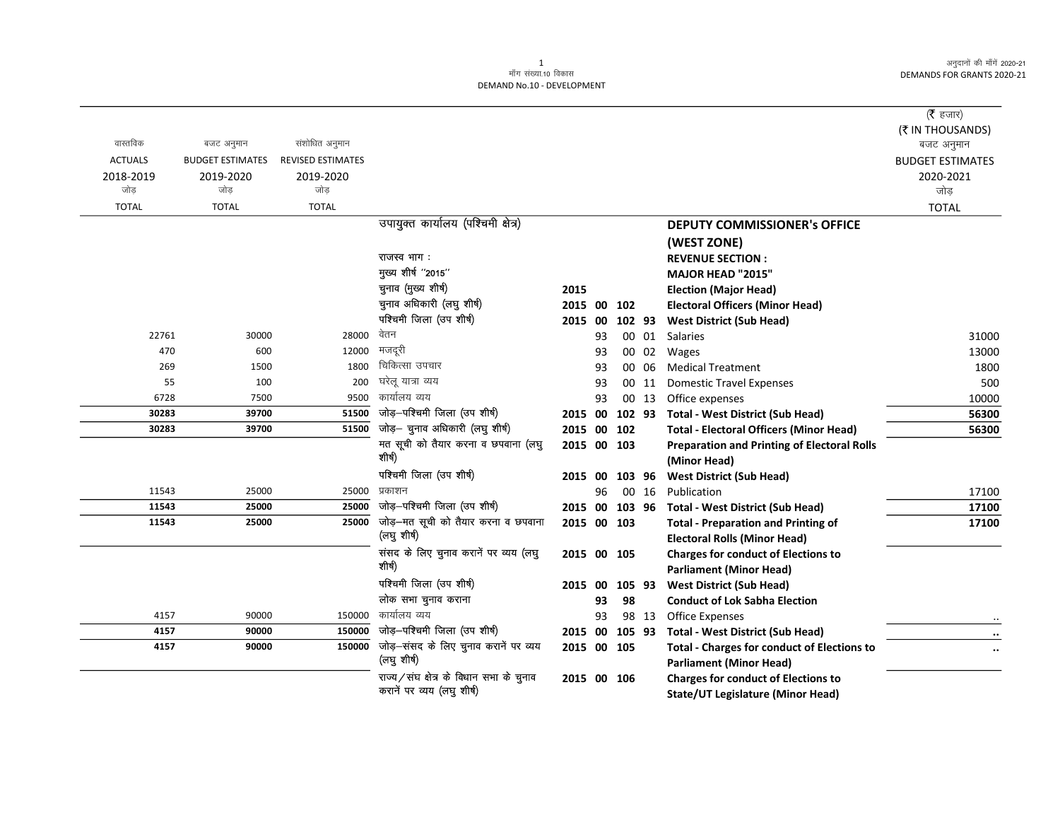मॉंग संख्या.10 विकास
DEMAND No.10 - DEVELOPMENT

अनुदानों की मॉंगें 2020-21
DEMANDS FOR GRANTS 2020-21

(₹ हजार)
(₹ IN THOUSANDS)

| वास्तविक ACTUALS 2018-2019 जोड़ TOTAL | बजट अनुमान BUDGET ESTIMATES 2019-2020 जोड़ TOTAL | संशोधित अनुमान REVISED ESTIMATES 2019-2020 जोड़ TOTAL | | | | | | | बजट अनुमान BUDGET ESTIMATES 2020-2021 जोड़ TOTAL |
|---|---|---|---|---|---|---|---|---|---|
| | | | उपायुक्त कार्यालय (पश्चिमी क्षेत्र) | | | | | **DEPUTY COMMISSIONER's OFFICE (WEST ZONE)** | |
| | | | राजस्व भाग : | | | | | **REVENUE SECTION :** | |
| | | | मुख्य शीर्ष "2015" | | | | | **MAJOR HEAD "2015"** | |
| | | | चुनाव (मुख्य शीर्ष) | 2015 | | | | **Election (Major Head)** | |
| | | | चुनाव अधिकारी (लघु शीर्ष) | 2015 | 00 | 102 | | **Electoral Officers (Minor Head)** | |
| | | | पश्चिमी जिला (उप शीर्ष) | 2015 | 00 | 102 | 93 | **West District (Sub Head)** | |
| 22761 | 30000 | 28000 | वेतन | | 93 | 00 | 01 | Salaries | 31000 |
| 470 | 600 | 12000 | मजदूरी | | 93 | 00 | 02 | Wages | 13000 |
| 269 | 1500 | 1800 | चिकित्सा उपचार | | 93 | 00 | 06 | Medical Treatment | 1800 |
| 55 | 100 | 200 | घरेलू यात्रा व्यय | | 93 | 00 | 11 | Domestic Travel Expenses | 500 |
| 6728 | 7500 | 9500 | कार्यालय व्यय | | 93 | 00 | 13 | Office expenses | 10000 |
| **30283** | **39700** | **51500** | जोड़–पश्चिमी जिला (उप शीर्ष) | 2015 | 00 | 102 | 93 | **Total - West District (Sub Head)** | **56300** |
| **30283** | **39700** | **51500** | जोड़– चुनाव अधिकारी (लघु शीर्ष) | 2015 | 00 | 102 | | **Total - Electoral Officers (Minor Head)** | **56300** |
| | | | मत सूची को तैयार करना व छपवाना (लघु शीर्ष) | 2015 | 00 | 103 | | **Preparation and Printing of Electoral Rolls (Minor Head)** | |
| | | | पश्चिमी जिला (उप शीर्ष) | 2015 | 00 | 103 | 96 | **West District (Sub Head)** | |
| 11543 | 25000 | 25000 | प्रकाशन | | 96 | 00 | 16 | Publication | 17100 |
| **11543** | **25000** | **25000** | जोड़–पश्चिमी जिला (उप शीर्ष) | 2015 | 00 | 103 | 96 | **Total - West District (Sub Head)** | **17100** |
| **11543** | **25000** | **25000** | जोड़–मत सूची को तैयार करना व छपवाना (लघु शीर्ष) | 2015 | 00 | 103 | | **Total - Preparation and Printing of Electoral Rolls (Minor Head)** | **17100** |
| | | | संसद के लिए चुनाव करानें पर व्यय (लघु शीर्ष) | 2015 | 00 | 105 | | **Charges for conduct of Elections to Parliament (Minor Head)** | |
| | | | पश्चिमी जिला (उप शीर्ष) | 2015 | 00 | 105 | 93 | **West District (Sub Head)** | |
| | | | लोक सभा चुनाव कराना | | 93 | 98 | | **Conduct of Lok Sabha Election** | |
| 4157 | 90000 | 150000 | कार्यालय व्यय | | 93 | 98 | 13 | Office Expenses | .. |
| **4157** | **90000** | **150000** | जोड़–पश्चिमी जिला (उप शीर्ष) | 2015 | 00 | 105 | 93 | **Total - West District (Sub Head)** | **..** |
| **4157** | **90000** | **150000** | जोड़–संसद के लिए चुनाव करानें पर व्यय (लघु शीर्ष) | 2015 | 00 | 105 | | **Total - Charges for conduct of Elections to Parliament (Minor Head)** | **..** |
| | | | राज्य/संघ क्षेत्र के विधान सभा के चुनाव करानें पर व्यय (लघु शीर्ष) | 2015 | 00 | 106 | | **Charges for conduct of Elections to State/UT Legislature (Minor Head)** | |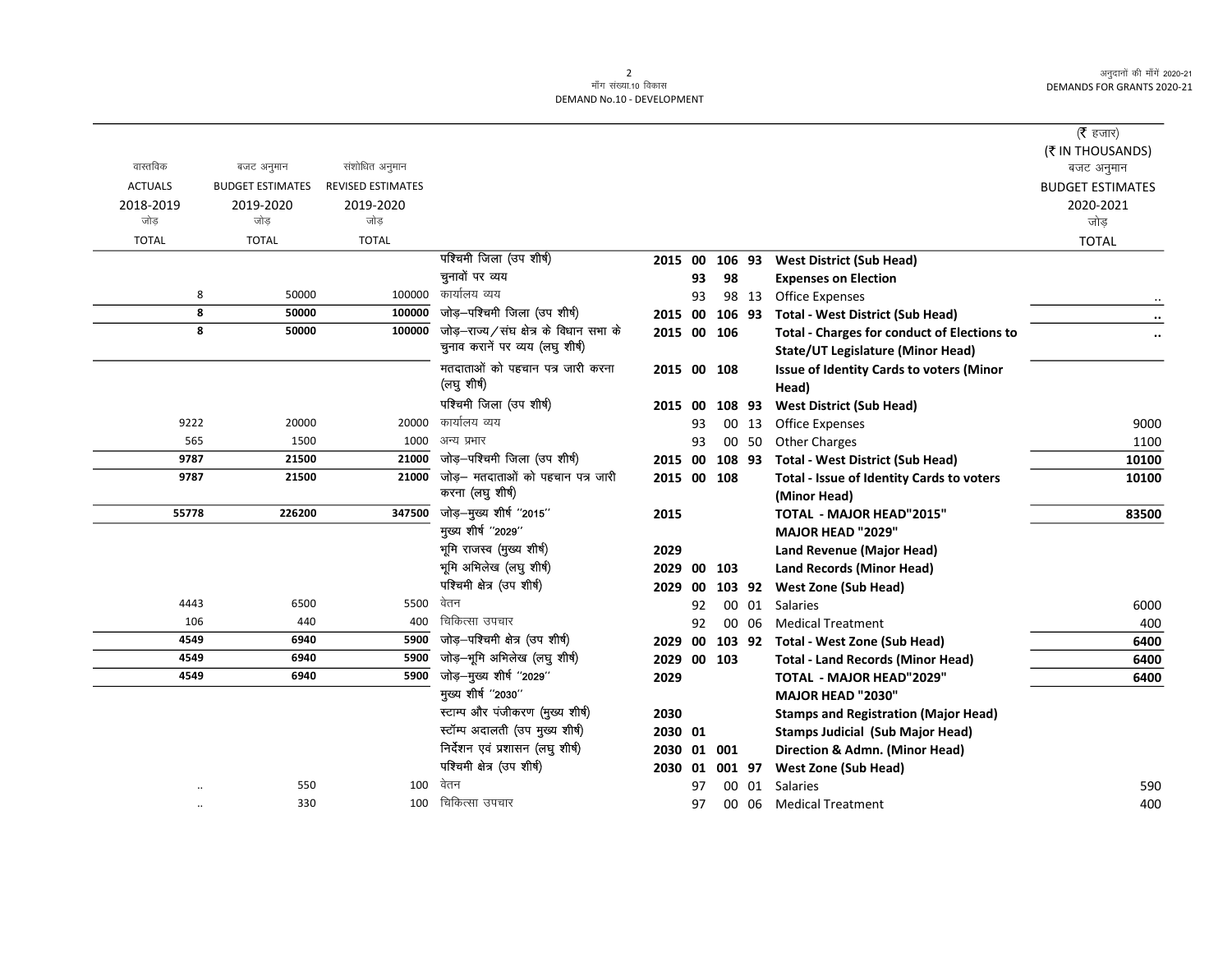माँग संख्या.10 विकास
DEMAND No.10 - DEVELOPMENT

अनुदानों की माँगें 2020-21
DEMANDS FOR GRANTS 2020-21

| वास्तविक ACTUALS 2018-2019 जोड़ TOTAL | बजट अनुमान BUDGET ESTIMATES 2019-2020 जोड़ TOTAL | संशोधित अनुमान REVISED ESTIMATES 2019-2020 जोड़ TOTAL | | | | | | | (₹ हजार) (₹ IN THOUSANDS) बजट अनुमान BUDGET ESTIMATES 2020-2021 जोड़ TOTAL |
|---|---|---|---|---|---|---|---|---|---|
| | | | पश्चिमी जिला (उप शीर्ष) | 2015 | 00 | 106 | 93 | **West District (Sub Head)** | |
| | | | चुनावों पर व्यय | | 93 | 98 | | **Expenses on Election** | |
| 8 | 50000 | 100000 | कार्यालय व्यय | | 93 | 98 | 13 | Office Expenses | .. |
| **8** | **50000** | **100000** | जोड़–पश्चिमी जिला (उप शीर्ष) | 2015 | 00 | 106 | 93 | **Total - West District (Sub Head)** | **..** |
| **8** | **50000** | **100000** | जोड़–राज्य/संघ क्षेत्र के विधान सभा के चुनाव कराने पर व्यय (लघु शीर्ष) | 2015 | 00 | 106 | | **Total - Charges for conduct of Elections to State/UT Legislature (Minor Head)** | **..** |
| | | | मतदाताओं को पहचान पत्र जारी करना (लघु शीर्ष) | 2015 | 00 | 108 | | **Issue of Identity Cards to voters (Minor Head)** | |
| | | | पश्चिमी जिला (उप शीर्ष) | 2015 | 00 | 108 | 93 | **West District (Sub Head)** | |
| 9222 | 20000 | 20000 | कार्यालय व्यय | | 93 | 00 | 13 | Office Expenses | 9000 |
| 565 | 1500 | 1000 | अन्य प्रभार | | 93 | 00 | 50 | Other Charges | 1100 |
| **9787** | **21500** | **21000** | जोड़–पश्चिमी जिला (उप शीर्ष) | 2015 | 00 | 108 | 93 | **Total - West District (Sub Head)** | **10100** |
| **9787** | **21500** | **21000** | जोड़– मतदाताओं को पहचान पत्र जारी करना (लघु शीर्ष) | 2015 | 00 | 108 | | **Total - Issue of Identity Cards to voters (Minor Head)** | **10100** |
| **55778** | **226200** | **347500** | जोड़–मुख्य शीर्ष "2015" | 2015 | | | | **TOTAL - MAJOR HEAD"2015"** | **83500** |
| | | | मुख्य शीर्ष "2029" | | | | | **MAJOR HEAD "2029"** | |
| | | | भूमि राजस्व (मुख्य शीर्ष) | 2029 | | | | **Land Revenue (Major Head)** | |
| | | | भूमि अभिलेख (लघु शीर्ष) | 2029 | 00 | 103 | | **Land Records (Minor Head)** | |
| | | | पश्चिमी क्षेत्र (उप शीर्ष) | 2029 | 00 | 103 | 92 | **West Zone (Sub Head)** | |
| 4443 | 6500 | 5500 | वेतन | | 92 | 00 | 01 | Salaries | 6000 |
| 106 | 440 | 400 | चिकित्सा उपचार | | 92 | 00 | 06 | Medical Treatment | 400 |
| **4549** | **6940** | **5900** | जोड़–पश्चिमी क्षेत्र (उप शीर्ष) | 2029 | 00 | 103 | 92 | **Total - West Zone (Sub Head)** | **6400** |
| **4549** | **6940** | **5900** | जोड़–भूमि अभिलेख (लघु शीर्ष) | 2029 | 00 | 103 | | **Total - Land Records (Minor Head)** | **6400** |
| **4549** | **6940** | **5900** | जोड़–मुख्य शीर्ष "2029" | 2029 | | | | **TOTAL - MAJOR HEAD"2029"** | **6400** |
| | | | मुख्य शीर्ष "2030" | | | | | **MAJOR HEAD "2030"** | |
| | | | स्टाम्प और पंजीकरण (मुख्य शीर्ष) | 2030 | | | | **Stamps and Registration (Major Head)** | |
| | | | स्टॉम्प अदालती (उप मुख्य शीर्ष) | 2030 | 01 | | | **Stamps Judicial (Sub Major Head)** | |
| | | | निर्देशन एवं प्रशासन (लघु शीर्ष) | 2030 | 01 | 001 | | **Direction & Admn. (Minor Head)** | |
| | | | पश्चिमी क्षेत्र (उप शीर्ष) | 2030 | 01 | 001 | 97 | **West Zone (Sub Head)** | |
| .. | 550 | 100 | वेतन | | 97 | 00 | 01 | Salaries | 590 |
| .. | 330 | 100 | चिकित्सा उपचार | | 97 | 00 | 06 | Medical Treatment | 400 |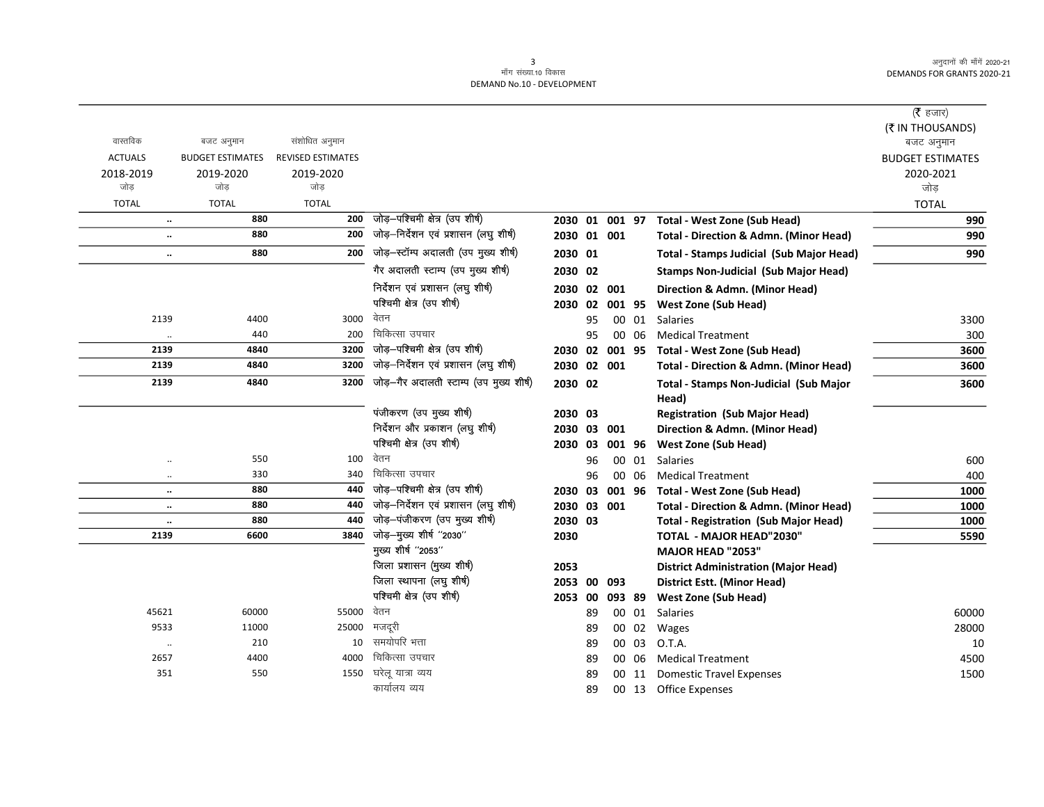मॉंग संख्या.10 विकास
DEMAND No.10 - DEVELOPMENT

अनुदानों की मॉंगें 2020-21
DEMANDS FOR GRANTS 2020-21

(₹ हजार)
(₹ IN THOUSANDS)

| वास्तविक ACTUALS 2018-2019 जोड़ TOTAL | बजट अनुमान BUDGET ESTIMATES 2019-2020 जोड़ TOTAL | संशोधित अनुमान REVISED ESTIMATES 2019-2020 जोड़ TOTAL | | | | | | | बजट अनुमान BUDGET ESTIMATES 2020-2021 जोड़ TOTAL |
|---|---|---|---|---|---|---|---|---|---|
| .. | 880 | 200 | जोड़–पश्चिमी क्षेत्र (उप शीर्ष) | 2030 | 01 | 001 | 97 | Total - West Zone (Sub Head) | 990 |
| .. | 880 | 200 | जोड़–निर्देशन एवं प्रशासन (लघु शीर्ष) | 2030 | 01 | 001 | | Total - Direction & Admn. (Minor Head) | 990 |
| .. | 880 | 200 | जोड़–स्टॉम्प अदालती (उप मुख्य शीर्ष) | 2030 | 01 | | | Total - Stamps Judicial (Sub Major Head) | 990 |
| | | | गैर अदालती स्टाम्प (उप मुख्य शीर्ष) | 2030 | 02 | | | Stamps Non-Judicial (Sub Major Head) | |
| | | | निर्देशन एवं प्रशासन (लघु शीर्ष) | 2030 | 02 | 001 | | Direction & Admn. (Minor Head) | |
| | | | पश्चिमी क्षेत्र (उप शीर्ष) | 2030 | 02 | 001 | 95 | West Zone (Sub Head) | |
| 2139 | 4400 | 3000 | वेतन | | 95 | 00 | 01 | Salaries | 3300 |
| .. | 440 | 200 | चिकित्सा उपचार | | 95 | 00 | 06 | Medical Treatment | 300 |
| 2139 | 4840 | 3200 | जोड़–पश्चिमी क्षेत्र (उप शीर्ष) | 2030 | 02 | 001 | 95 | Total - West Zone (Sub Head) | 3600 |
| 2139 | 4840 | 3200 | जोड़–निर्देशन एवं प्रशासन (लघु शीर्ष) | 2030 | 02 | 001 | | Total - Direction & Admn. (Minor Head) | 3600 |
| 2139 | 4840 | 3200 | जोड़–गैर अदालती स्टाम्प (उप मुख्य शीर्ष) | 2030 | 02 | | | Total - Stamps Non-Judicial (Sub Major Head) | 3600 |
| | | | पंजीकरण (उप मुख्य शीर्ष) | 2030 | 03 | | | Registration (Sub Major Head) | |
| | | | निर्देशन और प्रकाशन (लघु शीर्ष) | 2030 | 03 | 001 | | Direction & Admn. (Minor Head) | |
| | | | पश्चिमी क्षेत्र (उप शीर्ष) | 2030 | 03 | 001 | 96 | West Zone (Sub Head) | |
| .. | 550 | 100 | वेतन | | 96 | 00 | 01 | Salaries | 600 |
| .. | 330 | 340 | चिकित्सा उपचार | | 96 | 00 | 06 | Medical Treatment | 400 |
| .. | 880 | 440 | जोड़–पश्चिमी क्षेत्र (उप शीर्ष) | 2030 | 03 | 001 | 96 | Total - West Zone (Sub Head) | 1000 |
| .. | 880 | 440 | जोड़–निर्देशन एवं प्रशासन (लघु शीर्ष) | 2030 | 03 | 001 | | Total - Direction & Admn. (Minor Head) | 1000 |
| .. | 880 | 440 | जोड़–पंजीकरण (उप मुख्य शीर्ष) | 2030 | 03 | | | Total - Registration (Sub Major Head) | 1000 |
| 2139 | 6600 | 3840 | जोड़–मुख्य शीर्ष "2030" | 2030 | | | | TOTAL - MAJOR HEAD"2030" | 5590 |
| | | | मुख्य शीर्ष "2053" | | | | | MAJOR HEAD "2053" | |
| | | | जिला प्रशासन (मुख्य शीर्ष) | 2053 | | | | District Administration (Major Head) | |
| | | | जिला स्थापना (लघु शीर्ष) | 2053 | 00 | 093 | | District Estt. (Minor Head) | |
| | | | पश्चिमी क्षेत्र (उप शीर्ष) | 2053 | 00 | 093 | 89 | West Zone (Sub Head) | |
| 45621 | 60000 | 55000 | वेतन | | 89 | 00 | 01 | Salaries | 60000 |
| 9533 | 11000 | 25000 | मजदूरी | | 89 | 00 | 02 | Wages | 28000 |
| .. | 210 | 10 | समयोपरि भत्ता | | 89 | 00 | 03 | O.T.A. | 10 |
| 2657 | 4400 | 4000 | चिकित्सा उपचार | | 89 | 00 | 06 | Medical Treatment | 4500 |
| 351 | 550 | 1550 | घरेलू यात्रा व्यय | | 89 | 00 | 11 | Domestic Travel Expenses | 1500 |
| | | | कार्यालय व्यय | | 89 | 00 | 13 | Office Expenses | |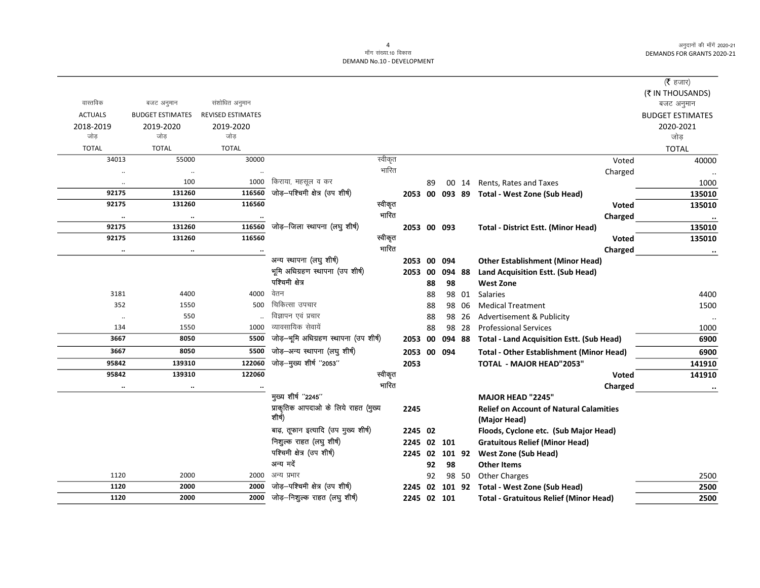| वास्तविक ACTUALS 2018-2019 जोड़ TOTAL | बजट अनुमान BUDGET ESTIMATES 2019-2020 जोड़ TOTAL | संशोधित अनुमान REVISED ESTIMATES 2019-2020 जोड़ TOTAL | | | | | | | (₹ हजार) (₹ IN THOUSANDS) बजट अनुमान BUDGET ESTIMATES 2020-2021 जोड़ TOTAL |
|---|---|---|---|---|---|---|---|---|---|
| 34013 | 55000 | 30000 | स्वीकृत | | | | | Voted | 40000 |
| .. | .. | .. | भारित | | | | | Charged | .. |
| .. | 100 | 1000 | किराया, महसूल व कर | | 89 | 00 | 14 | Rents, Rates and Taxes | 1000 |
| **92175** | **131260** | **116560** | जोड़–पश्चिमी क्षेत्र (उप शीर्ष) | **2053** | **00** | **093** | **89** | **Total - West Zone (Sub Head)** | **135010** |
| **92175** | **131260** | **116560** | स्वीकृत | | | | | **Voted** | **135010** |
| **..** | **..** | **..** | भारित | | | | | **Charged** | **..** |
| **92175** | **131260** | **116560** | जोड़–जिला स्थापना (लघु शीर्ष) | **2053** | **00** | **093** | | **Total - District Estt. (Minor Head)** | **135010** |
| **92175** | **131260** | **116560** | स्वीकृत | | | | | **Voted** | **135010** |
| **..** | **..** | **..** | भारित | | | | | **Charged** | **..** |
| | | | अन्य स्थापना (लघु शीर्ष) | **2053** | **00** | **094** | | **Other Establishment (Minor Head)** | |
| | | | भूमि अधिग्रहण स्थापना (उप शीर्ष) | **2053** | **00** | **094** | **88** | **Land Acquisition Estt. (Sub Head)** | |
| | | | पश्चिमी क्षेत्र | | **88** | **98** | | **West Zone** | |
| 3181 | 4400 | 4000 | वेतन | | 88 | 98 | 01 | Salaries | 4400 |
| 352 | 1550 | 500 | चिकित्सा उपचार | | 88 | 98 | 06 | Medical Treatment | 1500 |
| .. | 550 | .. | विज्ञापन एवं प्रचार | | 88 | 98 | 26 | Advertisement & Publicity | .. |
| 134 | 1550 | 1000 | व्यावसायिक सेवायें | | 88 | 98 | 28 | Professional Services | 1000 |
| **3667** | **8050** | **5500** | जोड़–भूमि अधिग्रहण स्थापना (उप शीर्ष) | **2053** | **00** | **094** | **88** | **Total - Land Acquisition Estt. (Sub Head)** | **6900** |
| **3667** | **8050** | **5500** | जोड़–अन्य स्थापना (लघु शीर्ष) | **2053** | **00** | **094** | | **Total - Other Establishment (Minor Head)** | **6900** |
| **95842** | **139310** | **122060** | जोड़–मुख्य शीर्ष "2053" | **2053** | | | | **TOTAL - MAJOR HEAD"2053"** | **141910** |
| **95842** | **139310** | **122060** | स्वीकृत | | | | | **Voted** | **141910** |
| **..** | **..** | **..** | भारित | | | | | **Charged** | **..** |
| | | | मुख्य शीर्ष "2245" | | | | | **MAJOR HEAD "2245"** | |
| | | | प्राकृतिक आपदाओ के लिये राहत (मुख्य शीर्ष) | **2245** | | | | **Relief on Account of Natural Calamities (Major Head)** | |
| | | | बाढ़, तूफान इत्यादि (उप मुख्य शीर्ष) | **2245** | **02** | | | **Floods, Cyclone etc. (Sub Major Head)** | |
| | | | निशुल्क राहत (लघु शीर्ष) | **2245** | **02** | **101** | | **Gratuitous Relief (Minor Head)** | |
| | | | पश्चिमी क्षेत्र (उप शीर्ष) | **2245** | **02** | **101** | **92** | **West Zone (Sub Head)** | |
| | | | अन्य मदें | | **92** | **98** | | **Other Items** | |
| 1120 | 2000 | 2000 | अन्य प्रभार | | 92 | 98 | 50 | Other Charges | 2500 |
| **1120** | **2000** | **2000** | जोड़–पश्चिमी क्षेत्र (उप शीर्ष) | **2245** | **02** | **101** | **92** | **Total - West Zone (Sub Head)** | **2500** |
| **1120** | **2000** | **2000** | जोड़–निशुल्क राहत (लघु शीर्ष) | **2245** | **02** | **101** | | **Total - Gratuitous Relief (Minor Head)** | **2500** |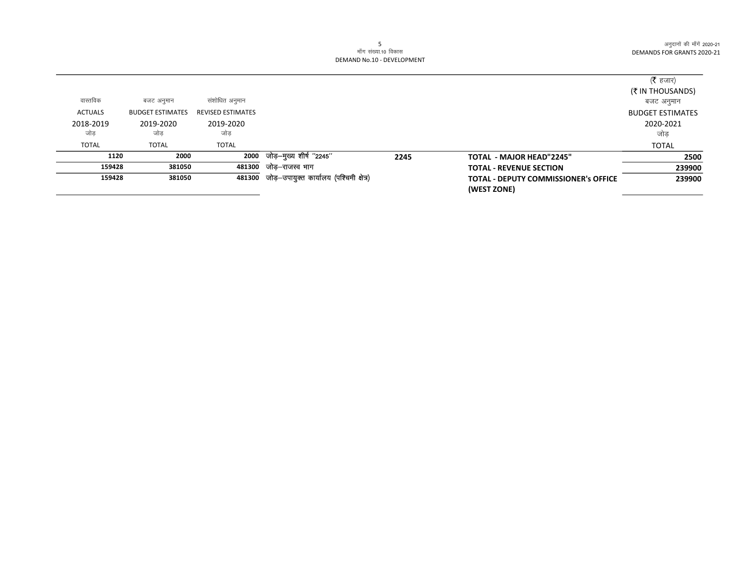| वास्तविक ACTUALS 2018-2019 जोड़ TOTAL | बजट अनुमान BUDGET ESTIMATES 2019-2020 जोड़ TOTAL | संशोधित अनुमान REVISED ESTIMATES 2019-2020 जोड़ TOTAL | | | | (₹ हजार) (₹ IN THOUSANDS) बजट अनुमान BUDGET ESTIMATES 2020-2021 जोड़ TOTAL |
|---|---|---|---|---|---|---|
| **1120** | **2000** | **2000** | जोड़–मुख्य शीर्ष ''2245'' | **2245** | **TOTAL - MAJOR HEAD"2245"** | **2500** |
| **159428** | **381050** | **481300** | जोड़–राजस्व भाग | | **TOTAL - REVENUE SECTION** | **239900** |
| **159428** | **381050** | **481300** | जोड़–उपायुक्त कार्यालय (पश्चिमी क्षेत्र) | | **TOTAL - DEPUTY COMMISSIONER's OFFICE (WEST ZONE)** | **239900** |